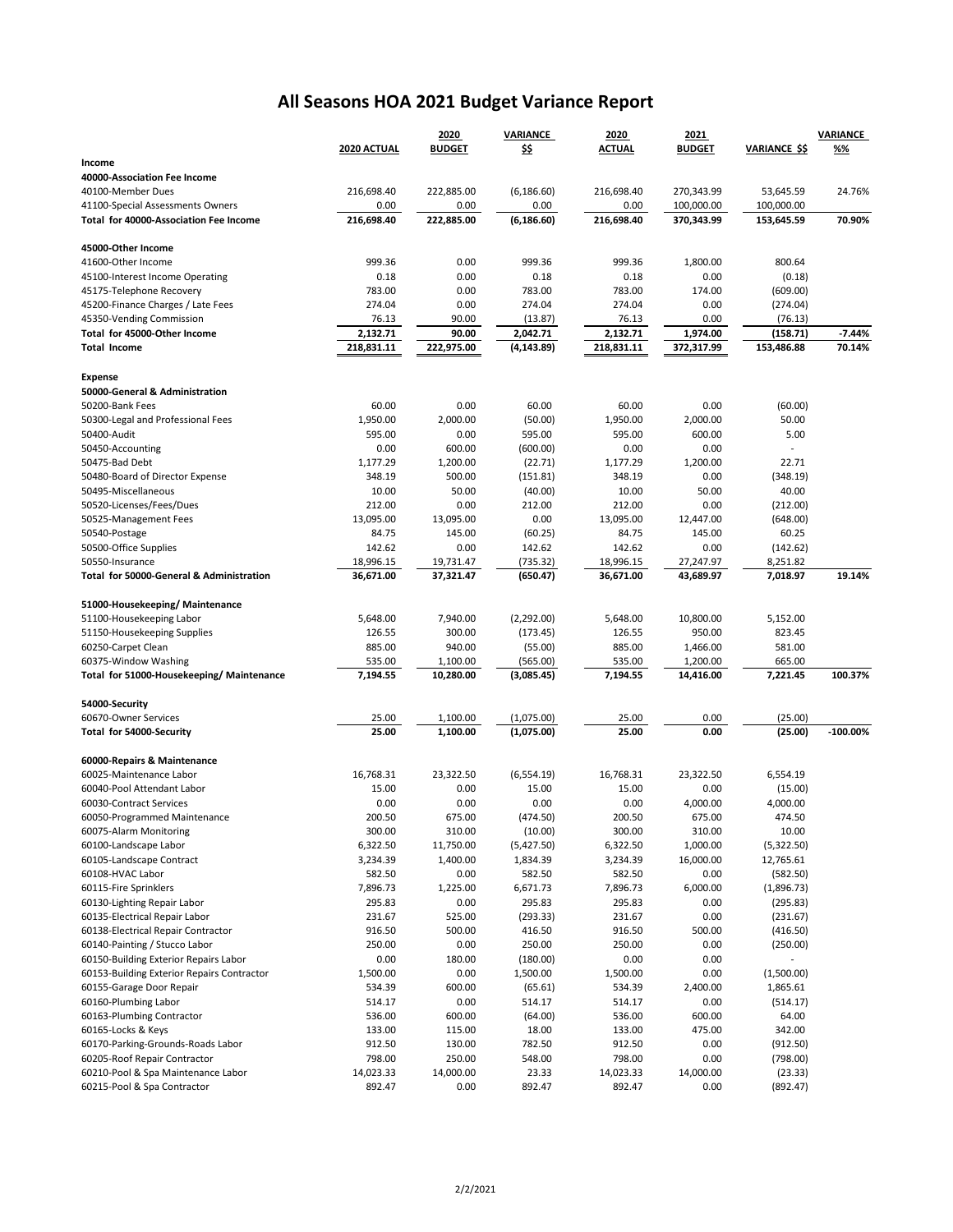# All Seasons HOA 2021 Budget Variance Report

| | 2020 ACTUAL | 2020 BUDGET | VARIANCE $$ | 2020 ACTUAL | 2021 BUDGET | VARIANCE $$ | VARIANCE %% |
|---|---|---|---|---|---|---|---|
| **Income** | | | | | | | |
| **40000-Association Fee Income** | | | | | | | |
| 40100-Member Dues | 216,698.40 | 222,885.00 | (6,186.60) | 216,698.40 | 270,343.99 | 53,645.59 | 24.76% |
| 41100-Special Assessments Owners | 0.00 | 0.00 | 0.00 | 0.00 | 100,000.00 | 100,000.00 | |
| **Total for 40000-Association Fee Income** | **216,698.40** | **222,885.00** | **(6,186.60)** | **216,698.40** | **370,343.99** | **153,645.59** | **70.90%** |
| **45000-Other Income** | | | | | | | |
| 41600-Other Income | 999.36 | 0.00 | 999.36 | 999.36 | 1,800.00 | 800.64 | |
| 45100-Interest Income Operating | 0.18 | 0.00 | 0.18 | 0.18 | 0.00 | (0.18) | |
| 45175-Telephone Recovery | 783.00 | 0.00 | 783.00 | 783.00 | 174.00 | (609.00) | |
| 45200-Finance Charges / Late Fees | 274.04 | 0.00 | 274.04 | 274.04 | 0.00 | (274.04) | |
| 45350-Vending Commission | 76.13 | 90.00 | (13.87) | 76.13 | 0.00 | (76.13) | |
| **Total for 45000-Other Income** | **2,132.71** | **90.00** | **2,042.71** | **2,132.71** | **1,974.00** | **(158.71)** | **-7.44%** |
| **Total Income** | **218,831.11** | **222,975.00** | **(4,143.89)** | **218,831.11** | **372,317.99** | **153,486.88** | **70.14%** |
| **Expense** | | | | | | | |
| **50000-General & Administration** | | | | | | | |
| 50200-Bank Fees | 60.00 | 0.00 | 60.00 | 60.00 | 0.00 | (60.00) | |
| 50300-Legal and Professional Fees | 1,950.00 | 2,000.00 | (50.00) | 1,950.00 | 2,000.00 | 50.00 | |
| 50400-Audit | 595.00 | 0.00 | 595.00 | 595.00 | 600.00 | 5.00 | |
| 50450-Accounting | 0.00 | 600.00 | (600.00) | 0.00 | 0.00 | - | |
| 50475-Bad Debt | 1,177.29 | 1,200.00 | (22.71) | 1,177.29 | 1,200.00 | 22.71 | |
| 50480-Board of Director Expense | 348.19 | 500.00 | (151.81) | 348.19 | 0.00 | (348.19) | |
| 50495-Miscellaneous | 10.00 | 50.00 | (40.00) | 10.00 | 50.00 | 40.00 | |
| 50520-Licenses/Fees/Dues | 212.00 | 0.00 | 212.00 | 212.00 | 0.00 | (212.00) | |
| 50525-Management Fees | 13,095.00 | 13,095.00 | 0.00 | 13,095.00 | 12,447.00 | (648.00) | |
| 50540-Postage | 84.75 | 145.00 | (60.25) | 84.75 | 145.00 | 60.25 | |
| 50500-Office Supplies | 142.62 | 0.00 | 142.62 | 142.62 | 0.00 | (142.62) | |
| 50550-Insurance | 18,996.15 | 19,731.47 | (735.32) | 18,996.15 | 27,247.97 | 8,251.82 | |
| **Total for 50000-General & Administration** | **36,671.00** | **37,321.47** | **(650.47)** | **36,671.00** | **43,689.97** | **7,018.97** | **19.14%** |
| **51000-Housekeeping/ Maintenance** | | | | | | | |
| 51100-Housekeeping Labor | 5,648.00 | 7,940.00 | (2,292.00) | 5,648.00 | 10,800.00 | 5,152.00 | |
| 51150-Housekeeping Supplies | 126.55 | 300.00 | (173.45) | 126.55 | 950.00 | 823.45 | |
| 60250-Carpet Clean | 885.00 | 940.00 | (55.00) | 885.00 | 1,466.00 | 581.00 | |
| 60375-Window Washing | 535.00 | 1,100.00 | (565.00) | 535.00 | 1,200.00 | 665.00 | |
| **Total for 51000-Housekeeping/ Maintenance** | **7,194.55** | **10,280.00** | **(3,085.45)** | **7,194.55** | **14,416.00** | **7,221.45** | **100.37%** |
| **54000-Security** | | | | | | | |
| 60670-Owner Services | 25.00 | 1,100.00 | (1,075.00) | 25.00 | 0.00 | (25.00) | |
| **Total for 54000-Security** | **25.00** | **1,100.00** | **(1,075.00)** | **25.00** | **0.00** | **(25.00)** | **-100.00%** |
| **60000-Repairs & Maintenance** | | | | | | | |
| 60025-Maintenance Labor | 16,768.31 | 23,322.50 | (6,554.19) | 16,768.31 | 23,322.50 | 6,554.19 | |
| 60040-Pool Attendant Labor | 15.00 | 0.00 | 15.00 | 15.00 | 0.00 | (15.00) | |
| 60030-Contract Services | 0.00 | 0.00 | 0.00 | 0.00 | 4,000.00 | 4,000.00 | |
| 60050-Programmed Maintenance | 200.50 | 675.00 | (474.50) | 200.50 | 675.00 | 474.50 | |
| 60075-Alarm Monitoring | 300.00 | 310.00 | (10.00) | 300.00 | 310.00 | 10.00 | |
| 60100-Landscape Labor | 6,322.50 | 11,750.00 | (5,427.50) | 6,322.50 | 1,000.00 | (5,322.50) | |
| 60105-Landscape Contract | 3,234.39 | 1,400.00 | 1,834.39 | 3,234.39 | 16,000.00 | 12,765.61 | |
| 60108-HVAC Labor | 582.50 | 0.00 | 582.50 | 582.50 | 0.00 | (582.50) | |
| 60115-Fire Sprinklers | 7,896.73 | 1,225.00 | 6,671.73 | 7,896.73 | 6,000.00 | (1,896.73) | |
| 60130-Lighting Repair Labor | 295.83 | 0.00 | 295.83 | 295.83 | 0.00 | (295.83) | |
| 60135-Electrical Repair Labor | 231.67 | 525.00 | (293.33) | 231.67 | 0.00 | (231.67) | |
| 60138-Electrical Repair Contractor | 916.50 | 500.00 | 416.50 | 916.50 | 500.00 | (416.50) | |
| 60140-Painting / Stucco Labor | 250.00 | 0.00 | 250.00 | 250.00 | 0.00 | (250.00) | |
| 60150-Building Exterior Repairs Labor | 0.00 | 180.00 | (180.00) | 0.00 | 0.00 | - | |
| 60153-Building Exterior Repairs Contractor | 1,500.00 | 0.00 | 1,500.00 | 1,500.00 | 0.00 | (1,500.00) | |
| 60155-Garage Door Repair | 534.39 | 600.00 | (65.61) | 534.39 | 2,400.00 | 1,865.61 | |
| 60160-Plumbing Labor | 514.17 | 0.00 | 514.17 | 514.17 | 0.00 | (514.17) | |
| 60163-Plumbing Contractor | 536.00 | 600.00 | (64.00) | 536.00 | 600.00 | 64.00 | |
| 60165-Locks & Keys | 133.00 | 115.00 | 18.00 | 133.00 | 475.00 | 342.00 | |
| 60170-Parking-Grounds-Roads Labor | 912.50 | 130.00 | 782.50 | 912.50 | 0.00 | (912.50) | |
| 60205-Roof Repair Contractor | 798.00 | 250.00 | 548.00 | 798.00 | 0.00 | (798.00) | |
| 60210-Pool & Spa Maintenance Labor | 14,023.33 | 14,000.00 | 23.33 | 14,023.33 | 14,000.00 | (23.33) | |
| 60215-Pool & Spa Contractor | 892.47 | 0.00 | 892.47 | 892.47 | 0.00 | (892.47) | |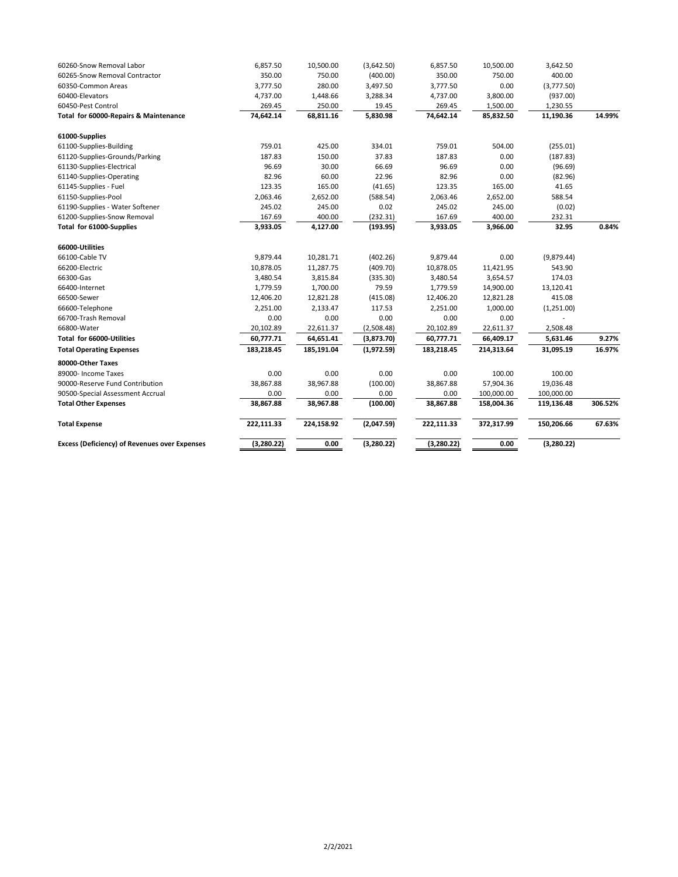| | | | | | | | |
|---|---|---|---|---|---|---|---|
| 60260-Snow Removal Labor | 6,857.50 | 10,500.00 | (3,642.50) | 6,857.50 | 10,500.00 | 3,642.50 | |
| 60265-Snow Removal Contractor | 350.00 | 750.00 | (400.00) | 350.00 | 750.00 | 400.00 | |
| 60350-Common Areas | 3,777.50 | 280.00 | 3,497.50 | 3,777.50 | 0.00 | (3,777.50) | |
| 60400-Elevators | 4,737.00 | 1,448.66 | 3,288.34 | 4,737.00 | 3,800.00 | (937.00) | |
| 60450-Pest Control | 269.45 | 250.00 | 19.45 | 269.45 | 1,500.00 | 1,230.55 | |
| **Total for 60000-Repairs & Maintenance** | **74,642.14** | **68,811.16** | **5,830.98** | **74,642.14** | **85,832.50** | **11,190.36** | **14.99%** |
| **61000-Supplies** | | | | | | | |
| 61100-Supplies-Building | 759.01 | 425.00 | 334.01 | 759.01 | 504.00 | (255.01) | |
| 61120-Supplies-Grounds/Parking | 187.83 | 150.00 | 37.83 | 187.83 | 0.00 | (187.83) | |
| 61130-Supplies-Electrical | 96.69 | 30.00 | 66.69 | 96.69 | 0.00 | (96.69) | |
| 61140-Supplies-Operating | 82.96 | 60.00 | 22.96 | 82.96 | 0.00 | (82.96) | |
| 61145-Supplies - Fuel | 123.35 | 165.00 | (41.65) | 123.35 | 165.00 | 41.65 | |
| 61150-Supplies-Pool | 2,063.46 | 2,652.00 | (588.54) | 2,063.46 | 2,652.00 | 588.54 | |
| 61190-Supplies - Water Softener | 245.02 | 245.00 | 0.02 | 245.02 | 245.00 | (0.02) | |
| 61200-Supplies-Snow Removal | 167.69 | 400.00 | (232.31) | 167.69 | 400.00 | 232.31 | |
| **Total for 61000-Supplies** | **3,933.05** | **4,127.00** | **(193.95)** | **3,933.05** | **3,966.00** | **32.95** | **0.84%** |
| **66000-Utilities** | | | | | | | |
| 66100-Cable TV | 9,879.44 | 10,281.71 | (402.26) | 9,879.44 | 0.00 | (9,879.44) | |
| 66200-Electric | 10,878.05 | 11,287.75 | (409.70) | 10,878.05 | 11,421.95 | 543.90 | |
| 66300-Gas | 3,480.54 | 3,815.84 | (335.30) | 3,480.54 | 3,654.57 | 174.03 | |
| 66400-Internet | 1,779.59 | 1,700.00 | 79.59 | 1,779.59 | 14,900.00 | 13,120.41 | |
| 66500-Sewer | 12,406.20 | 12,821.28 | (415.08) | 12,406.20 | 12,821.28 | 415.08 | |
| 66600-Telephone | 2,251.00 | 2,133.47 | 117.53 | 2,251.00 | 1,000.00 | (1,251.00) | |
| 66700-Trash Removal | 0.00 | 0.00 | 0.00 | 0.00 | 0.00 | - | |
| 66800-Water | 20,102.89 | 22,611.37 | (2,508.48) | 20,102.89 | 22,611.37 | 2,508.48 | |
| **Total for 66000-Utilities** | **60,777.71** | **64,651.41** | **(3,873.70)** | **60,777.71** | **66,409.17** | **5,631.46** | **9.27%** |
| **Total Operating Expenses** | **183,218.45** | **185,191.04** | **(1,972.59)** | **183,218.45** | **214,313.64** | **31,095.19** | **16.97%** |
| **80000-Other Taxes** | | | | | | | |
| 89000- Income Taxes | 0.00 | 0.00 | 0.00 | 0.00 | 100.00 | 100.00 | |
| 90000-Reserve Fund Contribution | 38,867.88 | 38,967.88 | (100.00) | 38,867.88 | 57,904.36 | 19,036.48 | |
| 90500-Special Assessment Accrual | 0.00 | 0.00 | 0.00 | 0.00 | 100,000.00 | 100,000.00 | |
| **Total Other Expenses** | **38,867.88** | **38,967.88** | **(100.00)** | **38,867.88** | **158,004.36** | **119,136.48** | **306.52%** |
| **Total Expense** | **222,111.33** | **224,158.92** | **(2,047.59)** | **222,111.33** | **372,317.99** | **150,206.66** | **67.63%** |
| **Excess (Deficiency) of Revenues over Expenses** | **(3,280.22)** | **0.00** | **(3,280.22)** | **(3,280.22)** | **0.00** | **(3,280.22)** | |

2/2/2021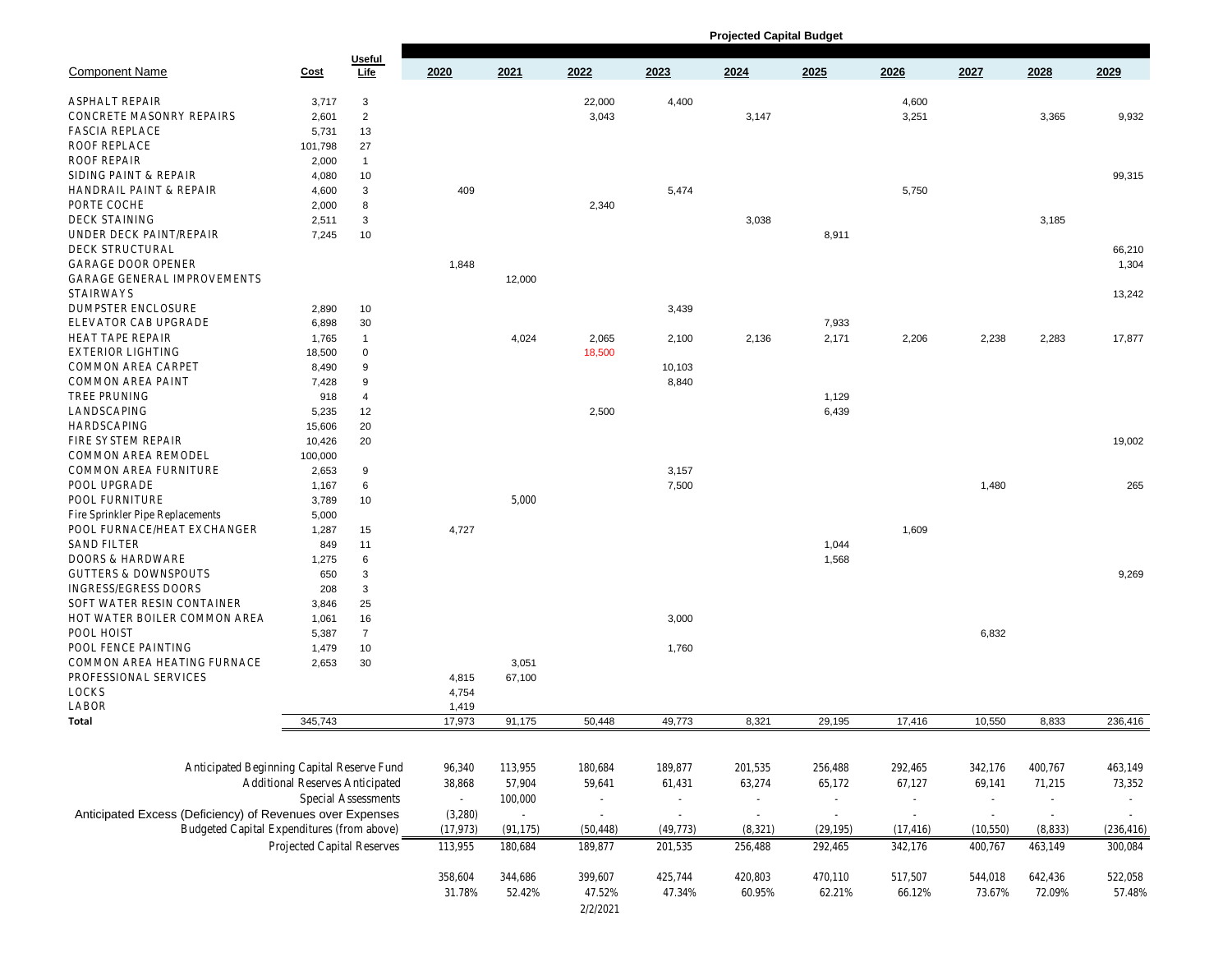## Projected Capital Budget

| Component Name | Cost | Useful Life | 2020 | 2021 | 2022 | 2023 | 2024 | 2025 | 2026 | 2027 | 2028 | 2029 |
|---|---|---|---|---|---|---|---|---|---|---|---|---|
| ASPHALT REPAIR | 3,717 | 3 | | | 22,000 | 4,400 | | | 4,600 | | | |
| CONCRETE MASONRY REPAIRS | 2,601 | 2 | | | 3,043 | | 3,147 | | 3,251 | | 3,365 | 9,932 |
| FASCIA REPLACE | 5,731 | 13 | | | | | | | | | | |
| ROOF REPLACE | 101,798 | 27 | | | | | | | | | | |
| ROOF REPAIR | 2,000 | 1 | | | | | | | | | | |
| SIDING PAINT & REPAIR | 4,080 | 10 | | | | | | | | | | 99,315 |
| HANDRAIL PAINT & REPAIR | 4,600 | 3 | 409 | | | 5,474 | | | 5,750 | | | |
| PORTE COCHE | 2,000 | 8 | | | 2,340 | | | | | | | |
| DECK STAINING | 2,511 | 3 | | | | | 3,038 | | | | 3,185 | |
| UNDER DECK PAINT/REPAIR | 7,245 | 10 | | | | | | 8,911 | | | | |
| DECK STRUCTURAL | | | | | | | | | | | | 66,210 |
| GARAGE DOOR OPENER | | | 1,848 | | | | | | | | | 1,304 |
| GARAGE GENERAL IMPROVEMENTS | | | | 12,000 | | | | | | | | |
| STAIRWAYS | | | | | | | | | | | | 13,242 |
| DUMPSTER ENCLOSURE | 2,890 | 10 | | | | 3,439 | | | | | | |
| ELEVATOR CAB UPGRADE | 6,898 | 30 | | | | | | 7,933 | | | | |
| HEAT TAPE REPAIR | 1,765 | 1 | | 4,024 | 2,065 | 2,100 | 2,136 | 2,171 | 2,206 | 2,238 | 2,283 | 17,877 |
| EXTERIOR LIGHTING | 18,500 | 0 | | | 18,500 | | | | | | | |
| COMMON AREA CARPET | 8,490 | 9 | | | | 10,103 | | | | | | |
| COMMON AREA PAINT | 7,428 | 9 | | | | 8,840 | | | | | | |
| TREE PRUNING | 918 | 4 | | | | | | 1,129 | | | | |
| LANDSCAPING | 5,235 | 12 | | | 2,500 | | | 6,439 | | | | |
| HARDSCAPING | 15,606 | 20 | | | | | | | | | | |
| FIRE SYSTEM REPAIR | 10,426 | 20 | | | | | | | | | | 19,002 |
| COMMON AREA REMODEL | 100,000 | | | | | | | | | | | |
| COMMON AREA FURNITURE | 2,653 | 9 | | | | 3,157 | | | | | | |
| POOL UPGRADE | 1,167 | 6 | | | | 7,500 | | | | 1,480 | | 265 |
| POOL FURNITURE | 3,789 | 10 | | 5,000 | | | | | | | | |
| Fire Sprinkler Pipe Replacements | 5,000 | | | | | | | | | | | |
| POOL FURNACE/HEAT EXCHANGER | 1,287 | 15 | 4,727 | | | | | | 1,609 | | | |
| SAND FILTER | 849 | 11 | | | | | | 1,044 | | | | |
| DOORS & HARDWARE | 1,275 | 6 | | | | | | 1,568 | | | | |
| GUTTERS & DOWNSPOUTS | 650 | 3 | | | | | | | | | | 9,269 |
| INGRESS/EGRESS DOORS | 208 | 3 | | | | | | | | | | |
| SOFT WATER RESIN CONTAINER | 3,846 | 25 | | | | | | | | | | |
| HOT WATER BOILER COMMON AREA | 1,061 | 16 | | | | 3,000 | | | | | | |
| POOL HOIST | 5,387 | 7 | | | | | | | | 6,832 | | |
| POOL FENCE PAINTING | 1,479 | 10 | | | | 1,760 | | | | | | |
| COMMON AREA HEATING FURNACE | 2,653 | 30 | | 3,051 | | | | | | | | |
| PROFESSIONAL SERVICES | | | 4,815 | 67,100 | | | | | | | | |
| LOCKS | | | 4,754 | | | | | | | | | |
| LABOR | | | 1,419 | | | | | | | | | |
| **Total** | 345,743 | | 17,973 | 91,175 | 50,448 | 49,773 | 8,321 | 29,195 | 17,416 | 10,550 | 8,833 | 236,416 |

| | 2020 | 2021 | 2022 | 2023 | 2024 | 2025 | 2026 | 2027 | 2028 | 2029 |
|---|---|---|---|---|---|---|---|---|---|---|
| Anticipated Beginning Capital Reserve Fund | 96,340 | 113,955 | 180,684 | 189,877 | 201,535 | 256,488 | 292,465 | 342,176 | 400,767 | 463,149 |
| Additional Reserves Anticipated | 38,868 | 57,904 | 59,641 | 61,431 | 63,274 | 65,172 | 67,127 | 69,141 | 71,215 | 73,352 |
| Special Assessments | - | 100,000 | - | - | - | - | - | - | - | - |
| Anticipated Excess (Deficiency) of Revenues over Expenses | (3,280) | - | - | - | - | - | - | - | - | - |
| Budgeted Capital Expenditures (from above) | (17,973) | (91,175) | (50,448) | (49,773) | (8,321) | (29,195) | (17,416) | (10,550) | (8,833) | (236,416) |
| Projected Capital Reserves | 113,955 | 180,684 | 189,877 | 201,535 | 256,488 | 292,465 | 342,176 | 400,767 | 463,149 | 300,084 |
| | 358,604 | 344,686 | 399,607 | 425,744 | 420,803 | 470,110 | 517,507 | 544,018 | 642,436 | 522,058 |
| | 31.78% | 52.42% | 47.52% | 47.34% | 60.95% | 62.21% | 66.12% | 73.67% | 72.09% | 57.48% |

2/2/2021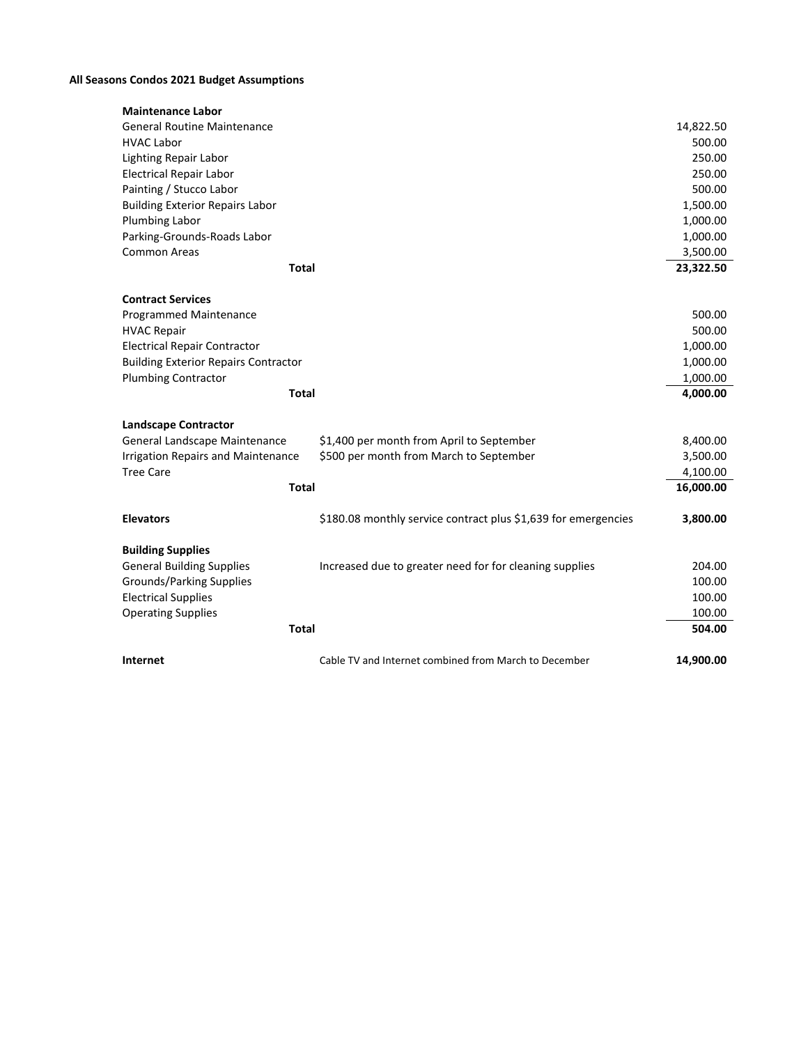**All Seasons Condos 2021 Budget Assumptions**

| | | |
|---|---|---|
| **Maintenance Labor** | | |
| General Routine Maintenance | | 14,822.50 |
| HVAC Labor | | 500.00 |
| Lighting Repair Labor | | 250.00 |
| Electrical Repair Labor | | 250.00 |
| Painting / Stucco Labor | | 500.00 |
| Building Exterior Repairs Labor | | 1,500.00 |
| Plumbing Labor | | 1,000.00 |
| Parking-Grounds-Roads Labor | | 1,000.00 |
| Common Areas | | 3,500.00 |
| **Total** | | **23,322.50** |
| | | |
| **Contract Services** | | |
| Programmed Maintenance | | 500.00 |
| HVAC Repair | | 500.00 |
| Electrical Repair Contractor | | 1,000.00 |
| Building Exterior Repairs Contractor | | 1,000.00 |
| Plumbing Contractor | | 1,000.00 |
| **Total** | | **4,000.00** |
| | | |
| **Landscape Contractor** | | |
| General Landscape Maintenance | $1,400 per month from April to September | 8,400.00 |
| Irrigation Repairs and Maintenance | $500 per month from March to September | 3,500.00 |
| Tree Care | | 4,100.00 |
| **Total** | | **16,000.00** |
| | | |
| **Elevators** | $180.08 monthly service contract plus $1,639 for emergencies | **3,800.00** |
| | | |
| **Building Supplies** | | |
| General Building Supplies | Increased due to greater need for for cleaning supplies | 204.00 |
| Grounds/Parking Supplies | | 100.00 |
| Electrical Supplies | | 100.00 |
| Operating Supplies | | 100.00 |
| **Total** | | **504.00** |
| | | |
| **Internet** | Cable TV and Internet combined from March to December | **14,900.00** |